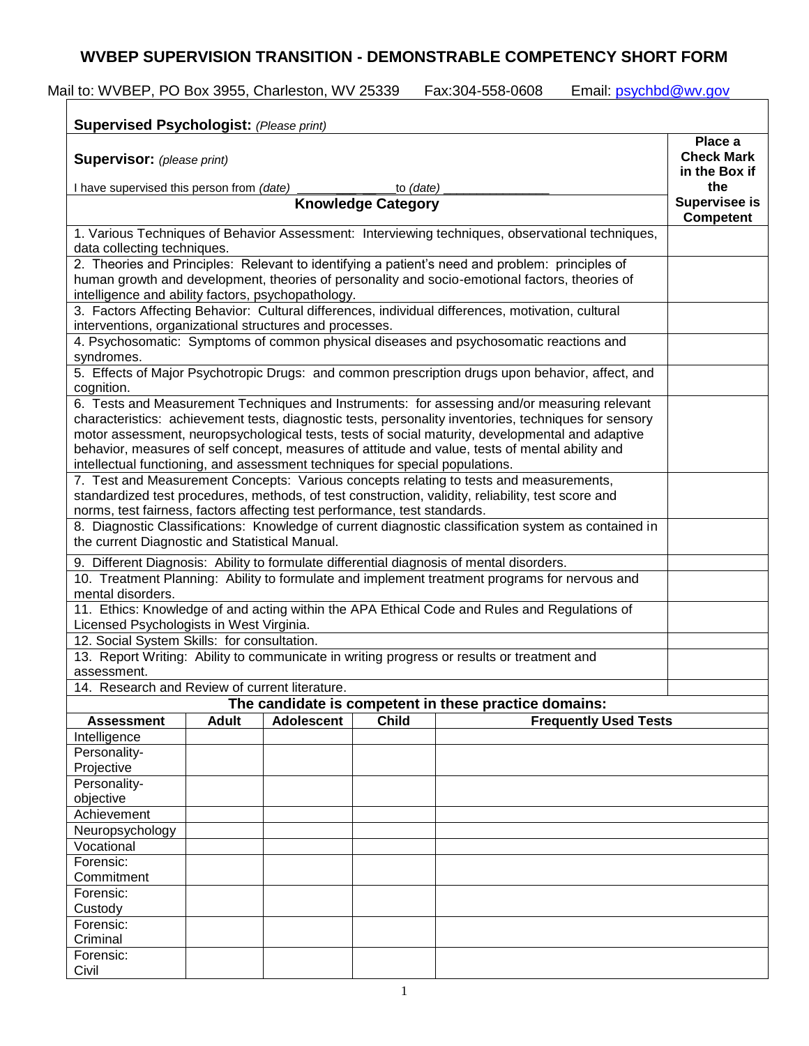# WVBEP SUPERVISION TRANSITION - DEMONSTRABLE COMPETENCY SHORT FORM

Mail to: WVBEP, PO Box 3955, Charleston, WV 25339 Fax:304-558-0608 Email: psychbd@wv.gov

**Supervised Psychologist:** *(Please print)*

**Supervisor:** *(please print)*

I have supervised this person from *(date)* ____________ to *(date)* _______________

| Knowledge Category | Place a Check Mark in the Box if the Supervisee is Competent |
|---|---|
| 1. Various Techniques of Behavior Assessment: Interviewing techniques, observational techniques, data collecting techniques. | |
| 2. Theories and Principles: Relevant to identifying a patient's need and problem: principles of human growth and development, theories of personality and socio-emotional factors, theories of intelligence and ability factors, psychopathology. | |
| 3. Factors Affecting Behavior: Cultural differences, individual differences, motivation, cultural interventions, organizational structures and processes. | |
| 4. Psychosomatic: Symptoms of common physical diseases and psychosomatic reactions and syndromes. | |
| 5. Effects of Major Psychotropic Drugs: and common prescription drugs upon behavior, affect, and cognition. | |
| 6. Tests and Measurement Techniques and Instruments: for assessing and/or measuring relevant characteristics: achievement tests, diagnostic tests, personality inventories, techniques for sensory motor assessment, neuropsychological tests, tests of social maturity, developmental and adaptive behavior, measures of self concept, measures of attitude and value, tests of mental ability and intellectual functioning, and assessment techniques for special populations. | |
| 7. Test and Measurement Concepts: Various concepts relating to tests and measurements, standardized test procedures, methods, of test construction, validity, reliability, test score and norms, test fairness, factors affecting test performance, test standards. | |
| 8. Diagnostic Classifications: Knowledge of current diagnostic classification system as contained in the current Diagnostic and Statistical Manual. | |
| 9. Different Diagnosis: Ability to formulate differential diagnosis of mental disorders. | |
| 10. Treatment Planning: Ability to formulate and implement treatment programs for nervous and mental disorders. | |
| 11. Ethics: Knowledge of and acting within the APA Ethical Code and Rules and Regulations of Licensed Psychologists in West Virginia. | |
| 12. Social System Skills: for consultation. | |
| 13. Report Writing: Ability to communicate in writing progress or results or treatment and assessment. | |
| 14. Research and Review of current literature. | |

**The candidate is competent in these practice domains:**

| Assessment | Adult | Adolescent | Child | Frequently Used Tests |
|---|---|---|---|---|
| Intelligence | | | | |
| Personality-Projective | | | | |
| Personality-objective | | | | |
| Achievement | | | | |
| Neuropsychology | | | | |
| Vocational | | | | |
| Forensic: Commitment | | | | |
| Forensic: Custody | | | | |
| Forensic: Criminal | | | | |
| Forensic: Civil | | | | |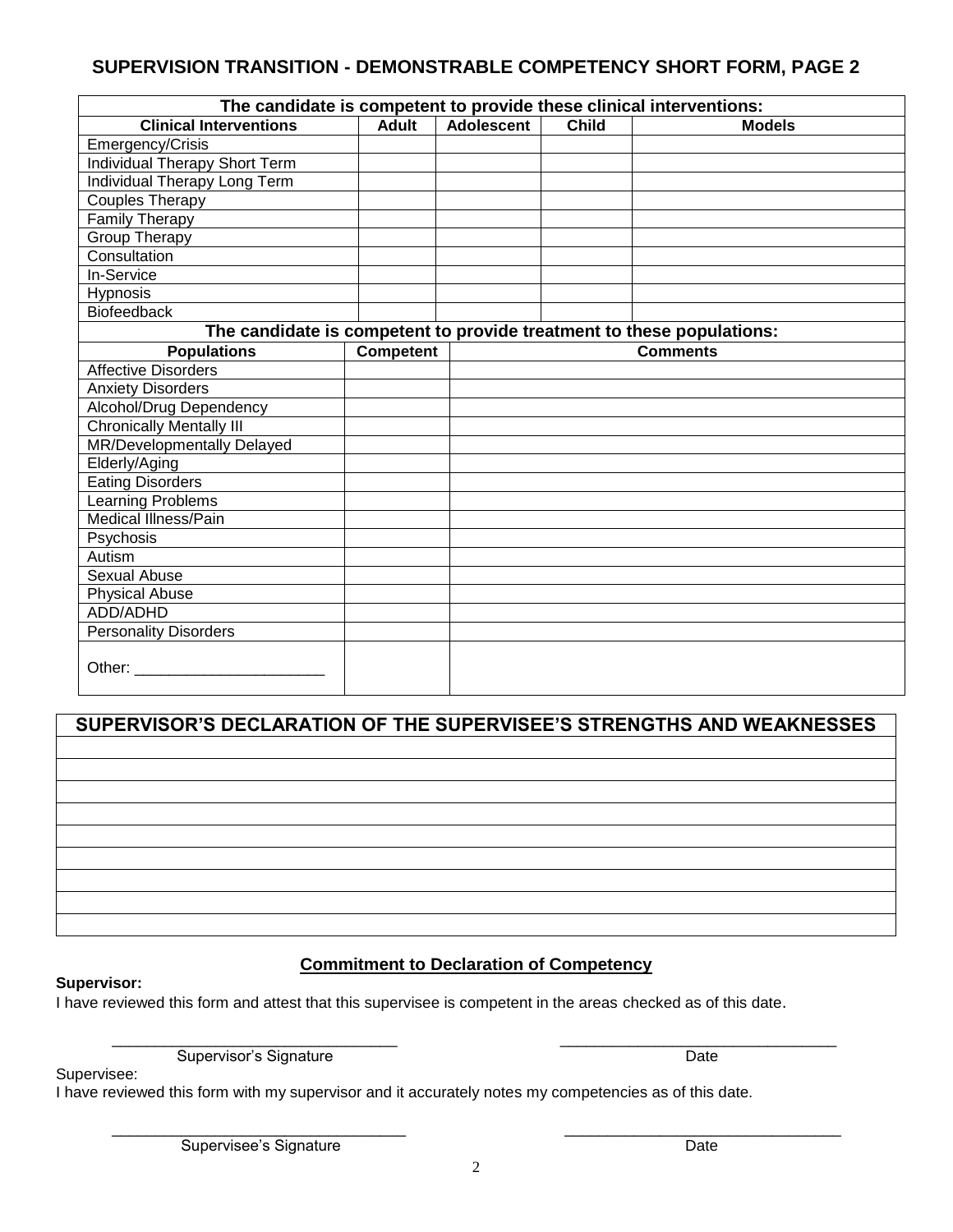## SUPERVISION TRANSITION - DEMONSTRABLE COMPETENCY SHORT FORM, PAGE 2

| The candidate is competent to provide these clinical interventions: | | | | |
|---|---|---|---|---|
| **Clinical Interventions** | **Adult** | **Adolescent** | **Child** | **Models** |
| Emergency/Crisis | | | | |
| Individual Therapy Short Term | | | | |
| Individual Therapy Long Term | | | | |
| Couples Therapy | | | | |
| Family Therapy | | | | |
| Group Therapy | | | | |
| Consultation | | | | |
| In-Service | | | | |
| Hypnosis | | | | |
| Biofeedback | | | | |

| The candidate is competent to provide treatment to these populations: | | |
|---|---|---|
| **Populations** | **Competent** | **Comments** |
| Affective Disorders | | |
| Anxiety Disorders | | |
| Alcohol/Drug Dependency | | |
| Chronically Mentally Ill | | |
| MR/Developmentally Delayed | | |
| Elderly/Aging | | |
| Eating Disorders | | |
| Learning Problems | | |
| Medical Illness/Pain | | |
| Psychosis | | |
| Autism | | |
| Sexual Abuse | | |
| Physical Abuse | | |
| ADD/ADHD | | |
| Personality Disorders | | |
| Other: ______________________ | | |

| SUPERVISOR'S DECLARATION OF THE SUPERVISEE'S STRENGTHS AND WEAKNESSES |
|---|
| |
| |
| |
| |
| |
| |
| |
| |
| |

### Commitment to Declaration of Competency

**Supervisor:**

I have reviewed this form and attest that this supervisee is competent in the areas checked as of this date.

________________________________ Supervisor's Signature　　　　________________________________ Date

Supervisee:

I have reviewed this form with my supervisor and it accurately notes my competencies as of this date.

________________________________ Supervisee's Signature　　　　________________________________ Date